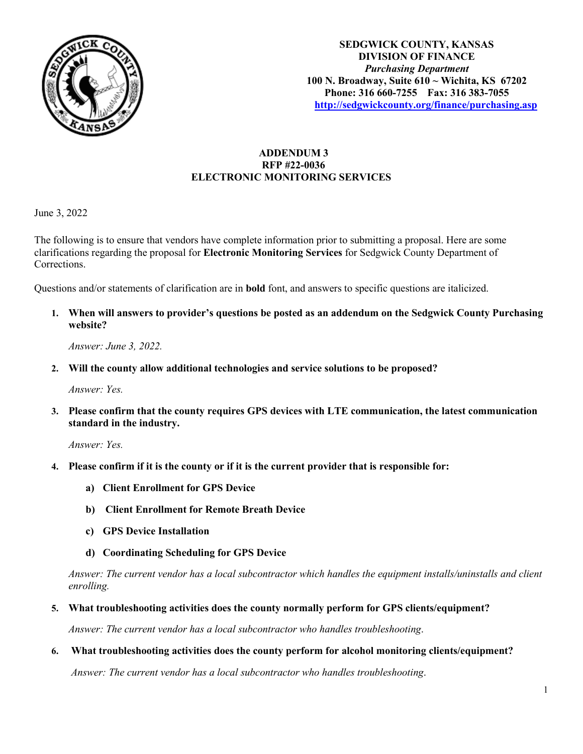**SEDGWICK COUNTY, KANSAS**
**DIVISION OF FINANCE**
***Purchasing Department***
**100 N. Broadway, Suite 610 ~ Wichita, KS 67202**
**Phone: 316 660-7255 Fax: 316 383-7055**
**http://sedgwickcounty.org/finance/purchasing.asp**

# ADDENDUM 3
## RFP #22-0036
## ELECTRONIC MONITORING SERVICES

June 3, 2022

The following is to ensure that vendors have complete information prior to submitting a proposal. Here are some clarifications regarding the proposal for **Electronic Monitoring Services** for Sedgwick County Department of Corrections.

Questions and/or statements of clarification are in **bold** font, and answers to specific questions are italicized.

1. **When will answers to provider's questions be posted as an addendum on the Sedgwick County Purchasing website?**

   *Answer: June 3, 2022.*

2. **Will the county allow additional technologies and service solutions to be proposed?**

   *Answer: Yes.*

3. **Please confirm that the county requires GPS devices with LTE communication, the latest communication standard in the industry.**

   *Answer: Yes.*

4. **Please confirm if it is the county or if it is the current provider that is responsible for:**

   a) **Client Enrollment for GPS Device**

   b) **Client Enrollment for Remote Breath Device**

   c) **GPS Device Installation**

   d) **Coordinating Scheduling for GPS Device**

   *Answer: The current vendor has a local subcontractor which handles the equipment installs/uninstalls and client enrolling.*

5. **What troubleshooting activities does the county normally perform for GPS clients/equipment?**

   *Answer: The current vendor has a local subcontractor who handles troubleshooting.*

6. **What troubleshooting activities does the county perform for alcohol monitoring clients/equipment?**

   *Answer: The current vendor has a local subcontractor who handles troubleshooting.*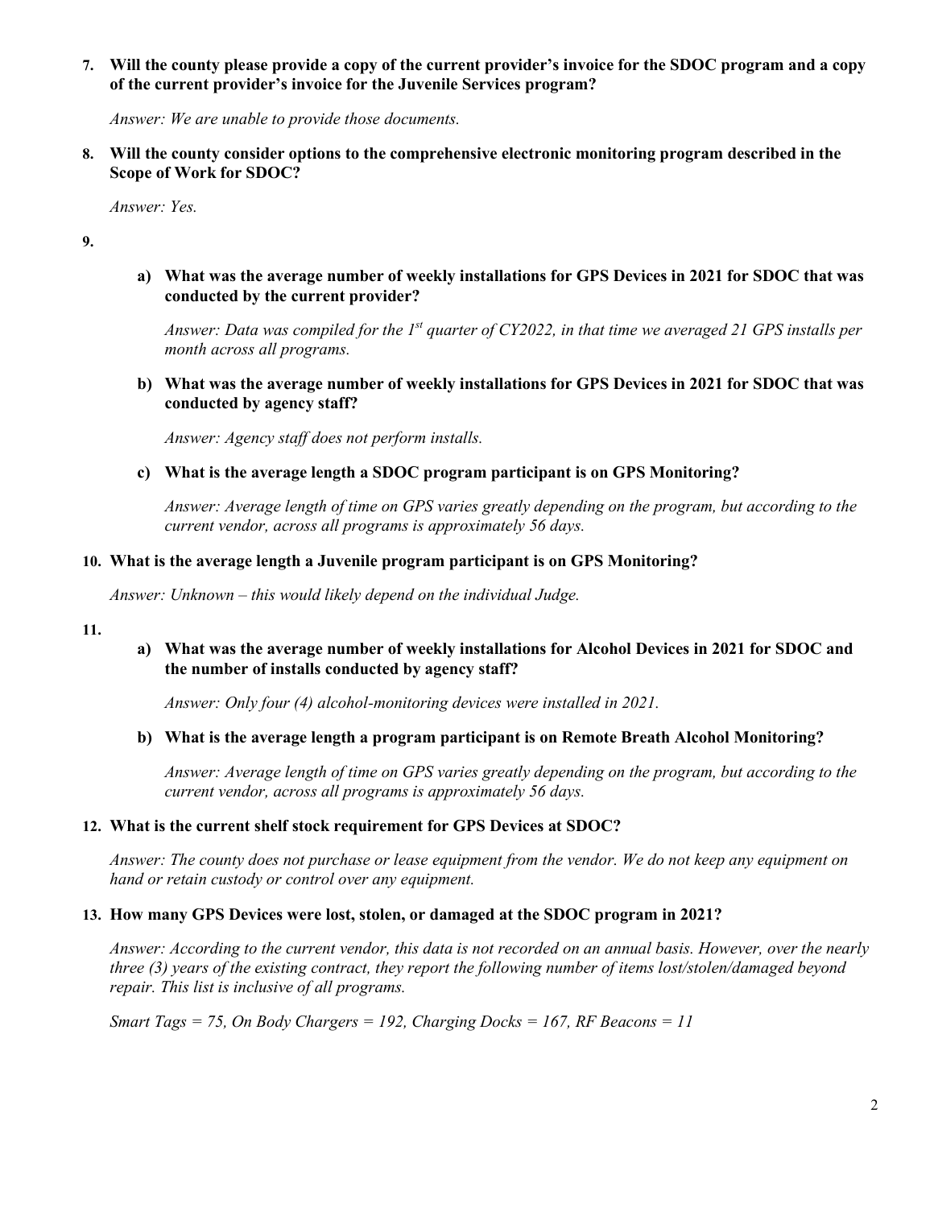**7. Will the county please provide a copy of the current provider's invoice for the SDOC program and a copy of the current provider's invoice for the Juvenile Services program?**

*Answer: We are unable to provide those documents.*

**8. Will the county consider options to the comprehensive electronic monitoring program described in the Scope of Work for SDOC?**

*Answer: Yes.*

**9.**

**a) What was the average number of weekly installations for GPS Devices in 2021 for SDOC that was conducted by the current provider?**

*Answer: Data was compiled for the 1st quarter of CY2022, in that time we averaged 21 GPS installs per month across all programs.*

**b) What was the average number of weekly installations for GPS Devices in 2021 for SDOC that was conducted by agency staff?**

*Answer: Agency staff does not perform installs.*

**c) What is the average length a SDOC program participant is on GPS Monitoring?**

*Answer: Average length of time on GPS varies greatly depending on the program, but according to the current vendor, across all programs is approximately 56 days.*

**10. What is the average length a Juvenile program participant is on GPS Monitoring?**

*Answer: Unknown – this would likely depend on the individual Judge.*

**11.**

**a) What was the average number of weekly installations for Alcohol Devices in 2021 for SDOC and the number of installs conducted by agency staff?**

*Answer: Only four (4) alcohol-monitoring devices were installed in 2021.*

**b) What is the average length a program participant is on Remote Breath Alcohol Monitoring?**

*Answer: Average length of time on GPS varies greatly depending on the program, but according to the current vendor, across all programs is approximately 56 days.*

**12. What is the current shelf stock requirement for GPS Devices at SDOC?**

*Answer: The county does not purchase or lease equipment from the vendor. We do not keep any equipment on hand or retain custody or control over any equipment.*

**13. How many GPS Devices were lost, stolen, or damaged at the SDOC program in 2021?**

*Answer: According to the current vendor, this data is not recorded on an annual basis. However, over the nearly three (3) years of the existing contract, they report the following number of items lost/stolen/damaged beyond repair. This list is inclusive of all programs.*

*Smart Tags = 75, On Body Chargers = 192, Charging Docks = 167, RF Beacons = 11*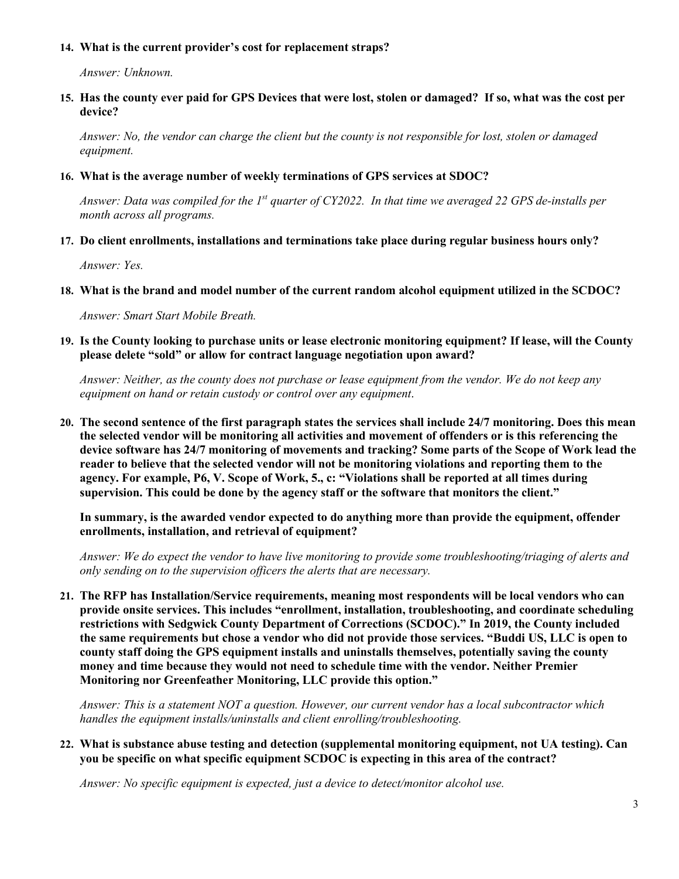**14. What is the current provider's cost for replacement straps?**

*Answer: Unknown.*

**15. Has the county ever paid for GPS Devices that were lost, stolen or damaged? If so, what was the cost per device?**

*Answer: No, the vendor can charge the client but the county is not responsible for lost, stolen or damaged equipment.*

**16. What is the average number of weekly terminations of GPS services at SDOC?**

*Answer: Data was compiled for the 1st quarter of CY2022. In that time we averaged 22 GPS de-installs per month across all programs.*

**17. Do client enrollments, installations and terminations take place during regular business hours only?**

*Answer: Yes.*

**18. What is the brand and model number of the current random alcohol equipment utilized in the SCDOC?**

*Answer: Smart Start Mobile Breath.*

**19. Is the County looking to purchase units or lease electronic monitoring equipment? If lease, will the County please delete "sold" or allow for contract language negotiation upon award?**

*Answer: Neither, as the county does not purchase or lease equipment from the vendor. We do not keep any equipment on hand or retain custody or control over any equipment.*

**20. The second sentence of the first paragraph states the services shall include 24/7 monitoring. Does this mean the selected vendor will be monitoring all activities and movement of offenders or is this referencing the device software has 24/7 monitoring of movements and tracking? Some parts of the Scope of Work lead the reader to believe that the selected vendor will not be monitoring violations and reporting them to the agency. For example, P6, V. Scope of Work, 5., c: "Violations shall be reported at all times during supervision. This could be done by the agency staff or the software that monitors the client."**

**In summary, is the awarded vendor expected to do anything more than provide the equipment, offender enrollments, installation, and retrieval of equipment?**

*Answer: We do expect the vendor to have live monitoring to provide some troubleshooting/triaging of alerts and only sending on to the supervision officers the alerts that are necessary.*

**21. The RFP has Installation/Service requirements, meaning most respondents will be local vendors who can provide onsite services. This includes "enrollment, installation, troubleshooting, and coordinate scheduling restrictions with Sedgwick County Department of Corrections (SCDOC)." In 2019, the County included the same requirements but chose a vendor who did not provide those services. "Buddi US, LLC is open to county staff doing the GPS equipment installs and uninstalls themselves, potentially saving the county money and time because they would not need to schedule time with the vendor. Neither Premier Monitoring nor Greenfeather Monitoring, LLC provide this option."**

*Answer: This is a statement NOT a question. However, our current vendor has a local subcontractor which handles the equipment installs/uninstalls and client enrolling/troubleshooting.*

**22. What is substance abuse testing and detection (supplemental monitoring equipment, not UA testing). Can you be specific on what specific equipment SCDOC is expecting in this area of the contract?**

*Answer: No specific equipment is expected, just a device to detect/monitor alcohol use.*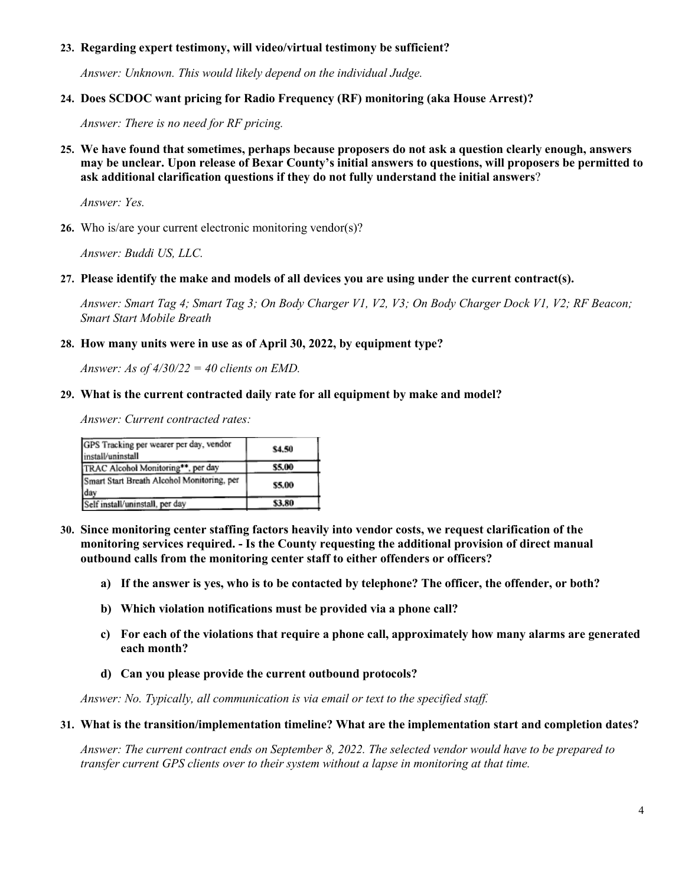23. **Regarding expert testimony, will video/virtual testimony be sufficient?**

    *Answer: Unknown. This would likely depend on the individual Judge.*

24. **Does SCDOC want pricing for Radio Frequency (RF) monitoring (aka House Arrest)?**

    *Answer: There is no need for RF pricing.*

25. **We have found that sometimes, perhaps because proposers do not ask a question clearly enough, answers may be unclear. Upon release of Bexar County's initial answers to questions, will proposers be permitted to ask additional clarification questions if they do not fully understand the initial answers**?

    *Answer: Yes.*

26. Who is/are your current electronic monitoring vendor(s)?

    *Answer: Buddi US, LLC.*

27. **Please identify the make and models of all devices you are using under the current contract(s).**

    *Answer: Smart Tag 4; Smart Tag 3; On Body Charger V1, V2, V3; On Body Charger Dock V1, V2; RF Beacon; Smart Start Mobile Breath*

28. **How many units were in use as of April 30, 2022, by equipment type?**

    *Answer: As of 4/30/22 = 40 clients on EMD.*

29. **What is the current contracted daily rate for all equipment by make and model?**

    *Answer: Current contracted rates:*

| | |
|---|---|
| GPS Tracking per wearer per day, vendor install/uninstall | $4.50 |
| TRAC Alcohol Monitoring**, per day | $5.00 |
| Smart Start Breath Alcohol Monitoring, per day | $5.00 |
| Self install/uninstall, per day | $3.80 |

30. **Since monitoring center staffing factors heavily into vendor costs, we request clarification of the monitoring services required. - Is the County requesting the additional provision of direct manual outbound calls from the monitoring center staff to either offenders or officers?**

    a) **If the answer is yes, who is to be contacted by telephone? The officer, the offender, or both?**

    b) **Which violation notifications must be provided via a phone call?**

    c) **For each of the violations that require a phone call, approximately how many alarms are generated each month?**

    d) **Can you please provide the current outbound protocols?**

    *Answer: No. Typically, all communication is via email or text to the specified staff.*

31. **What is the transition/implementation timeline? What are the implementation start and completion dates?**

    *Answer: The current contract ends on September 8, 2022. The selected vendor would have to be prepared to transfer current GPS clients over to their system without a lapse in monitoring at that time.*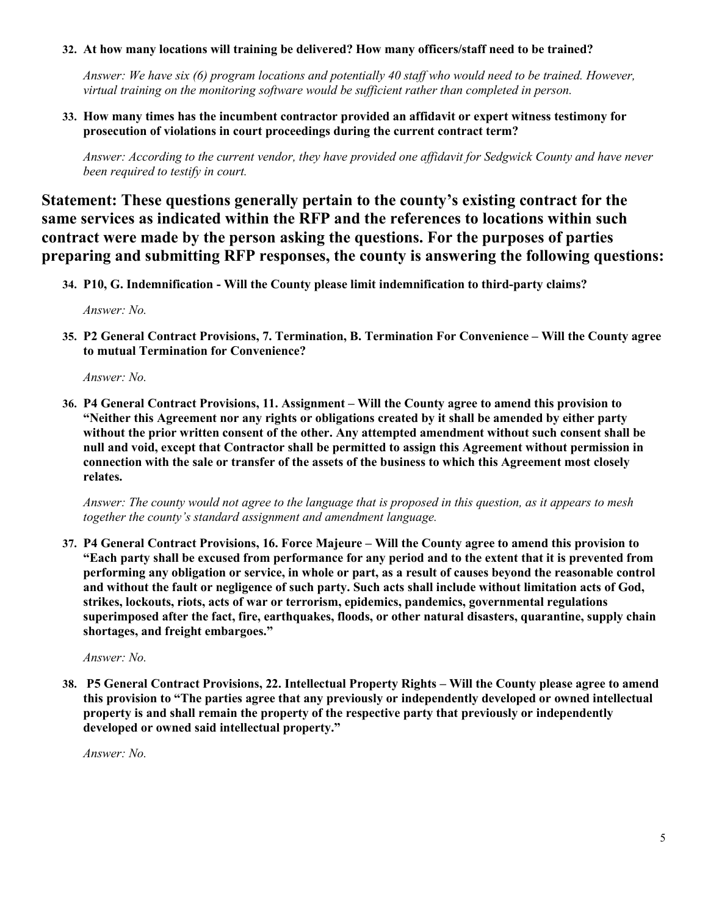**32. At how many locations will training be delivered? How many officers/staff need to be trained?**

*Answer: We have six (6) program locations and potentially 40 staff who would need to be trained. However, virtual training on the monitoring software would be sufficient rather than completed in person.*

**33. How many times has the incumbent contractor provided an affidavit or expert witness testimony for prosecution of violations in court proceedings during the current contract term?**

*Answer: According to the current vendor, they have provided one affidavit for Sedgwick County and have never been required to testify in court.*

## Statement: These questions generally pertain to the county's existing contract for the same services as indicated within the RFP and the references to locations within such contract were made by the person asking the questions. For the purposes of parties preparing and submitting RFP responses, the county is answering the following questions:

**34. P10, G. Indemnification - Will the County please limit indemnification to third-party claims?**

*Answer: No.*

**35. P2 General Contract Provisions, 7. Termination, B. Termination For Convenience – Will the County agree to mutual Termination for Convenience?**

*Answer: No.*

**36. P4 General Contract Provisions, 11. Assignment – Will the County agree to amend this provision to "Neither this Agreement nor any rights or obligations created by it shall be amended by either party without the prior written consent of the other. Any attempted amendment without such consent shall be null and void, except that Contractor shall be permitted to assign this Agreement without permission in connection with the sale or transfer of the assets of the business to which this Agreement most closely relates.**

*Answer: The county would not agree to the language that is proposed in this question, as it appears to mesh together the county's standard assignment and amendment language.*

**37. P4 General Contract Provisions, 16. Force Majeure – Will the County agree to amend this provision to "Each party shall be excused from performance for any period and to the extent that it is prevented from performing any obligation or service, in whole or part, as a result of causes beyond the reasonable control and without the fault or negligence of such party. Such acts shall include without limitation acts of God, strikes, lockouts, riots, acts of war or terrorism, epidemics, pandemics, governmental regulations superimposed after the fact, fire, earthquakes, floods, or other natural disasters, quarantine, supply chain shortages, and freight embargoes."**

*Answer: No.*

**38. P5 General Contract Provisions, 22. Intellectual Property Rights – Will the County please agree to amend this provision to "The parties agree that any previously or independently developed or owned intellectual property is and shall remain the property of the respective party that previously or independently developed or owned said intellectual property."**

*Answer: No.*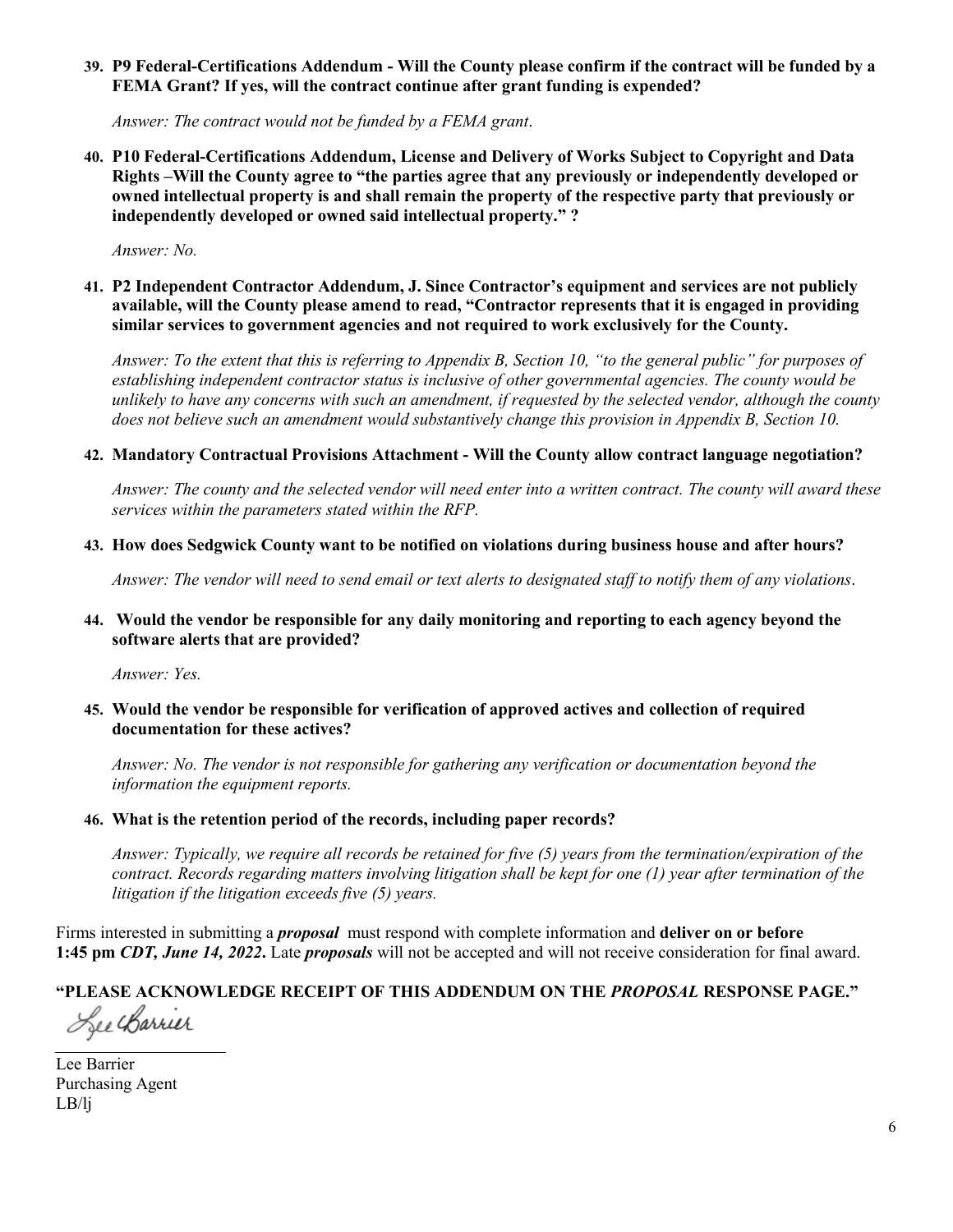**39. P9 Federal-Certifications Addendum - Will the County please confirm if the contract will be funded by a FEMA Grant? If yes, will the contract continue after grant funding is expended?**

*Answer: The contract would not be funded by a FEMA grant*.

**40. P10 Federal-Certifications Addendum, License and Delivery of Works Subject to Copyright and Data Rights –Will the County agree to "the parties agree that any previously or independently developed or owned intellectual property is and shall remain the property of the respective party that previously or independently developed or owned said intellectual property." ?**

*Answer: No.*

**41. P2 Independent Contractor Addendum, J. Since Contractor's equipment and services are not publicly available, will the County please amend to read, "Contractor represents that it is engaged in providing similar services to government agencies and not required to work exclusively for the County.**

*Answer: To the extent that this is referring to Appendix B, Section 10, "to the general public" for purposes of establishing independent contractor status is inclusive of other governmental agencies. The county would be unlikely to have any concerns with such an amendment, if requested by the selected vendor, although the county does not believe such an amendment would substantively change this provision in Appendix B, Section 10.*

**42. Mandatory Contractual Provisions Attachment - Will the County allow contract language negotiation?**

*Answer: The county and the selected vendor will need enter into a written contract. The county will award these services within the parameters stated within the RFP.*

**43. How does Sedgwick County want to be notified on violations during business house and after hours?**

*Answer: The vendor will need to send email or text alerts to designated staff to notify them of any violations*.

**44. Would the vendor be responsible for any daily monitoring and reporting to each agency beyond the software alerts that are provided?**

*Answer: Yes.*

**45. Would the vendor be responsible for verification of approved actives and collection of required documentation for these actives?**

*Answer: No. The vendor is not responsible for gathering any verification or documentation beyond the information the equipment reports.*

**46. What is the retention period of the records, including paper records?**

*Answer: Typically, we require all records be retained for five (5) years from the termination/expiration of the contract. Records regarding matters involving litigation shall be kept for one (1) year after termination of the litigation if the litigation exceeds five (5) years.*

Firms interested in submitting a ***proposal*** must respond with complete information and **deliver on or before 1:45 pm *CDT, June 14, 2022*.** Late ***proposals*** will not be accepted and will not receive consideration for final award.

**"PLEASE ACKNOWLEDGE RECEIPT OF THIS ADDENDUM ON THE *PROPOSAL* RESPONSE PAGE."**

Lee Barrier
Purchasing Agent
LB/lj